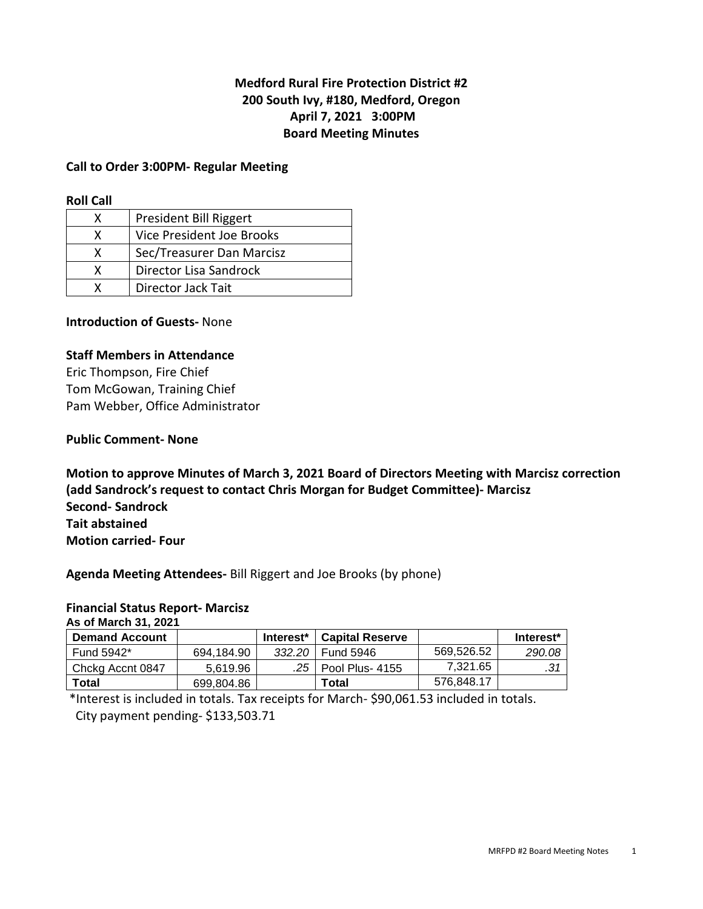**Medford Rural Fire Protection District #2**
**200 South Ivy, #180, Medford, Oregon**
**April 7, 2021 3:00PM**
**Board Meeting Minutes**

**Call to Order 3:00PM- Regular Meeting**

**Roll Call**

| | |
|---|---|
| X | President Bill Riggert |
| X | Vice President Joe Brooks |
| X | Sec/Treasurer Dan Marcisz |
| X | Director Lisa Sandrock |
| X | Director Jack Tait |

**Introduction of Guests-** None

**Staff Members in Attendance**
Eric Thompson, Fire Chief
Tom McGowan, Training Chief
Pam Webber, Office Administrator

**Public Comment- None**

**Motion to approve Minutes of March 3, 2021 Board of Directors Meeting with Marcisz correction (add Sandrock's request to contact Chris Morgan for Budget Committee)- Marcisz**
**Second- Sandrock**
**Tait abstained**
**Motion carried- Four**

**Agenda Meeting Attendees-** Bill Riggert and Joe Brooks (by phone)

**Financial Status Report- Marcisz**
**As of March 31, 2021**

| Demand Account | | Interest* | Capital Reserve | | Interest* |
|---|---|---|---|---|---|
| Fund 5942* | 694,184.90 | *332.20* | Fund 5946 | 569,526.52 | *290.08* |
| Chckg Accnt 0847 | 5,619.96 | *.25* | Pool Plus- 4155 | 7,321.65 | *.31* |
| **Total** | 699,804.86 | | **Total** | 576,848.17 | |

*Interest is included in totals. Tax receipts for March- $90,061.53 included in totals.
City payment pending- $133,503.71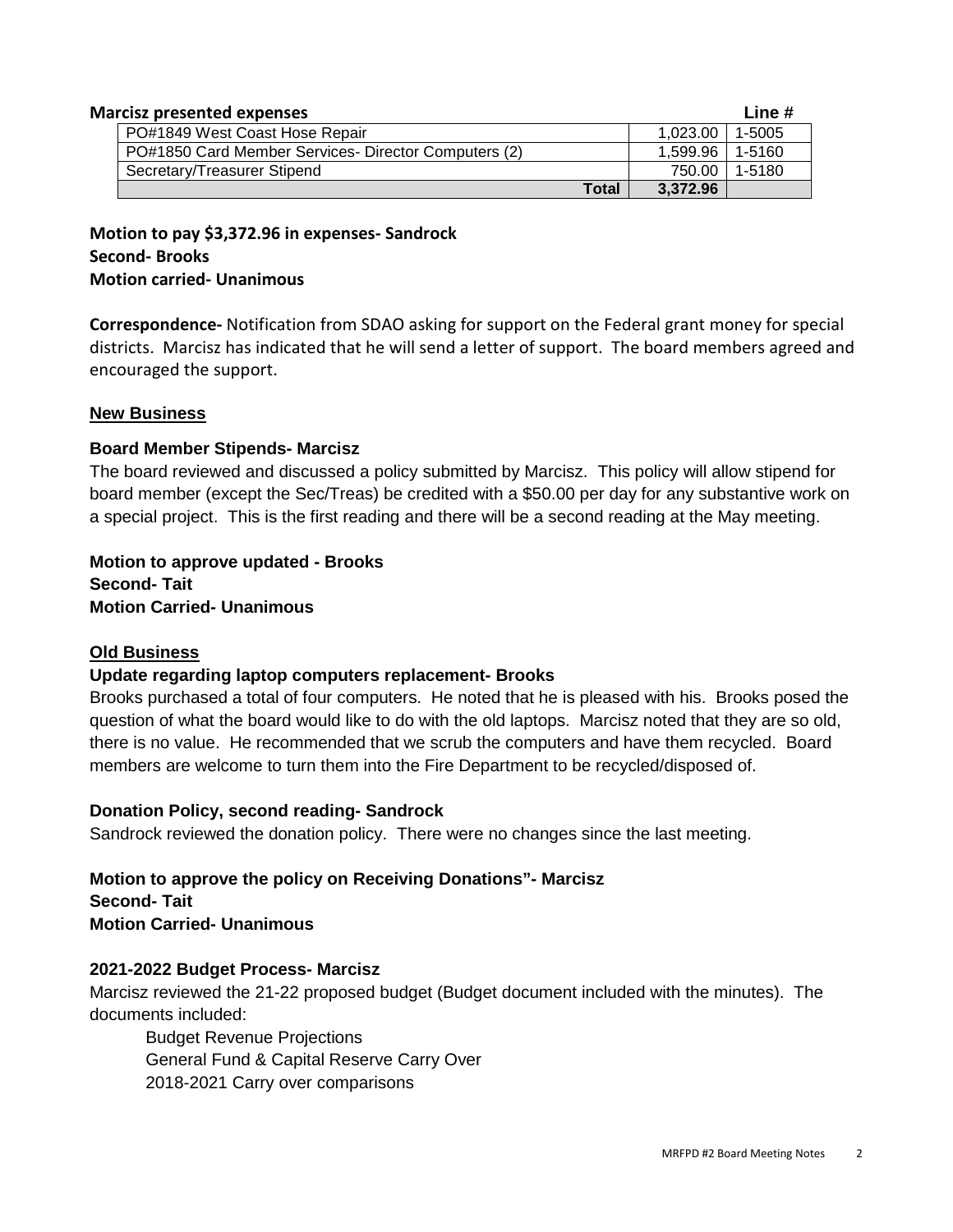**Marcisz presented expenses**

| | | Line # |
|---|---|---|
| PO#1849 West Coast Hose Repair | 1,023.00 | 1-5005 |
| PO#1850 Card Member Services- Director Computers (2) | 1,599.96 | 1-5160 |
| Secretary/Treasurer Stipend | 750.00 | 1-5180 |
| **Total** | **3,372.96** | |

**Motion to pay $3,372.96 in expenses- Sandrock**
**Second- Brooks**
**Motion carried- Unanimous**

**Correspondence-** Notification from SDAO asking for support on the Federal grant money for special districts. Marcisz has indicated that he will send a letter of support. The board members agreed and encouraged the support.

## New Business

### Board Member Stipends- Marcisz

The board reviewed and discussed a policy submitted by Marcisz. This policy will allow stipend for board member (except the Sec/Treas) be credited with a $50.00 per day for any substantive work on a special project. This is the first reading and there will be a second reading at the May meeting.

**Motion to approve updated - Brooks**
**Second- Tait**
**Motion Carried- Unanimous**

## Old Business

### Update regarding laptop computers replacement- Brooks

Brooks purchased a total of four computers. He noted that he is pleased with his. Brooks posed the question of what the board would like to do with the old laptops. Marcisz noted that they are so old, there is no value. He recommended that we scrub the computers and have them recycled. Board members are welcome to turn them into the Fire Department to be recycled/disposed of.

### Donation Policy, second reading- Sandrock

Sandrock reviewed the donation policy. There were no changes since the last meeting.

**Motion to approve the policy on Receiving Donations"- Marcisz**
**Second- Tait**
**Motion Carried- Unanimous**

### 2021-2022 Budget Process- Marcisz

Marcisz reviewed the 21-22 proposed budget (Budget document included with the minutes). The documents included:

- Budget Revenue Projections
- General Fund & Capital Reserve Carry Over
- 2018-2021 Carry over comparisons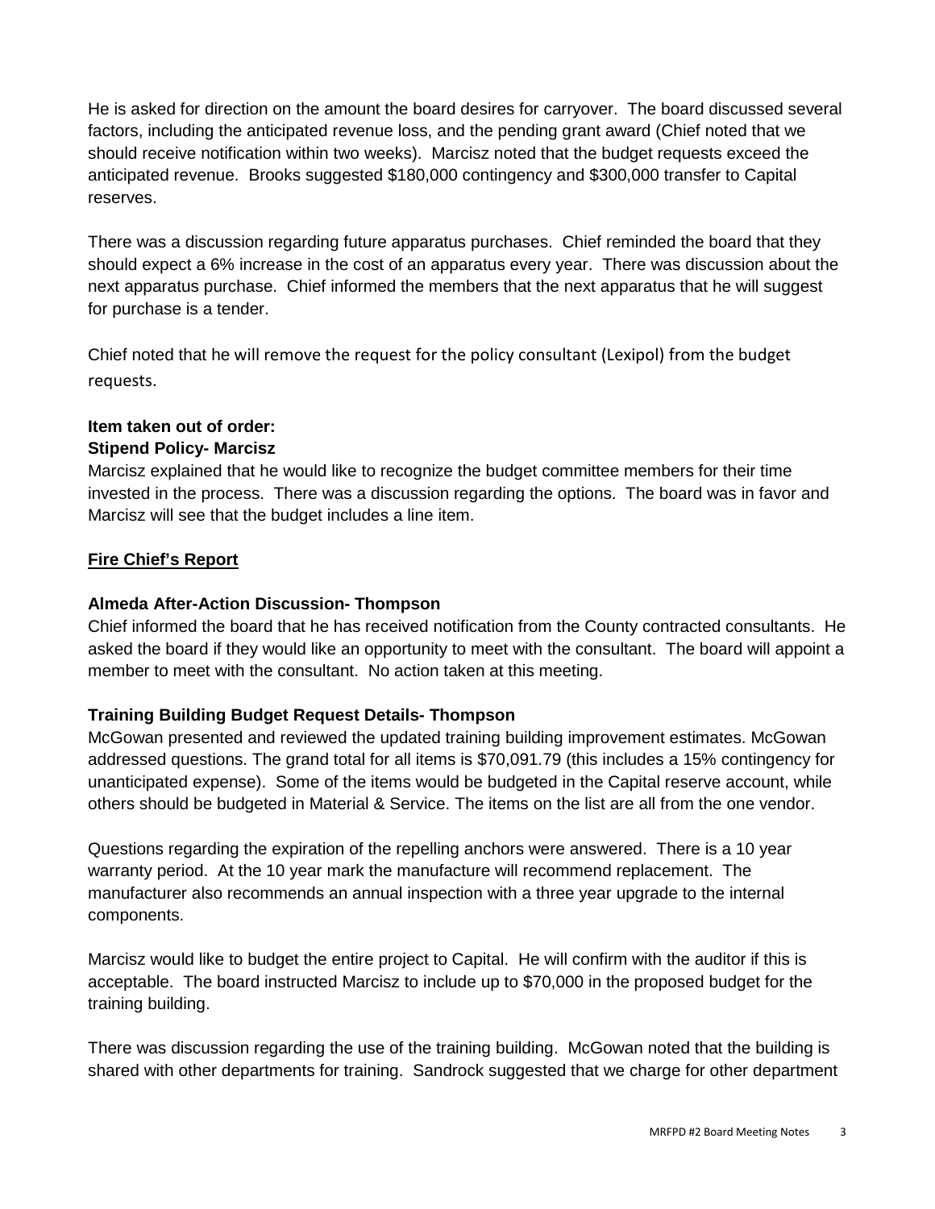He is asked for direction on the amount the board desires for carryover. The board discussed several factors, including the anticipated revenue loss, and the pending grant award (Chief noted that we should receive notification within two weeks). Marcisz noted that the budget requests exceed the anticipated revenue. Brooks suggested $180,000 contingency and $300,000 transfer to Capital reserves.

There was a discussion regarding future apparatus purchases. Chief reminded the board that they should expect a 6% increase in the cost of an apparatus every year. There was discussion about the next apparatus purchase. Chief informed the members that the next apparatus that he will suggest for purchase is a tender.

Chief noted that he will remove the request for the policy consultant (Lexipol) from the budget requests.

**Item taken out of order:**
**Stipend Policy- Marcisz**

Marcisz explained that he would like to recognize the budget committee members for their time invested in the process. There was a discussion regarding the options. The board was in favor and Marcisz will see that the budget includes a line item.

## Fire Chief's Report

### Almeda After-Action Discussion- Thompson

Chief informed the board that he has received notification from the County contracted consultants. He asked the board if they would like an opportunity to meet with the consultant. The board will appoint a member to meet with the consultant. No action taken at this meeting.

### Training Building Budget Request Details- Thompson

McGowan presented and reviewed the updated training building improvement estimates. McGowan addressed questions. The grand total for all items is $70,091.79 (this includes a 15% contingency for unanticipated expense). Some of the items would be budgeted in the Capital reserve account, while others should be budgeted in Material & Service. The items on the list are all from the one vendor.

Questions regarding the expiration of the repelling anchors were answered. There is a 10 year warranty period. At the 10 year mark the manufacture will recommend replacement. The manufacturer also recommends an annual inspection with a three year upgrade to the internal components.

Marcisz would like to budget the entire project to Capital. He will confirm with the auditor if this is acceptable. The board instructed Marcisz to include up to $70,000 in the proposed budget for the training building.

There was discussion regarding the use of the training building. McGowan noted that the building is shared with other departments for training. Sandrock suggested that we charge for other department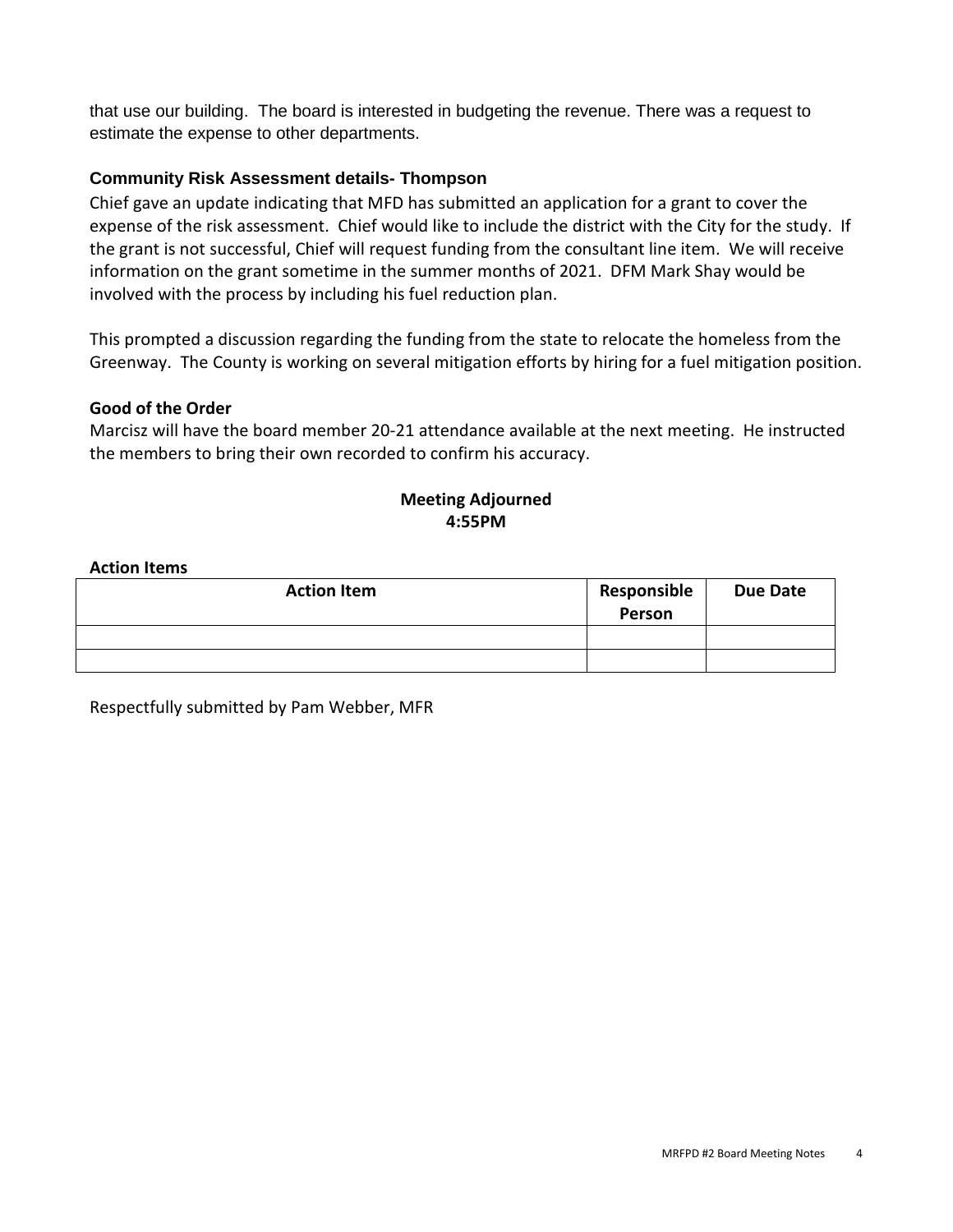that use our building. The board is interested in budgeting the revenue. There was a request to estimate the expense to other departments.

### Community Risk Assessment details- Thompson

Chief gave an update indicating that MFD has submitted an application for a grant to cover the expense of the risk assessment. Chief would like to include the district with the City for the study. If the grant is not successful, Chief will request funding from the consultant line item. We will receive information on the grant sometime in the summer months of 2021. DFM Mark Shay would be involved with the process by including his fuel reduction plan.

This prompted a discussion regarding the funding from the state to relocate the homeless from the Greenway. The County is working on several mitigation efforts by hiring for a fuel mitigation position.

### Good of the Order

Marcisz will have the board member 20-21 attendance available at the next meeting. He instructed the members to bring their own recorded to confirm his accuracy.

**Meeting Adjourned**
**4:55PM**

### Action Items

| Action Item | Responsible Person | Due Date |
|---|---|---|
| | | |
| | | |

Respectfully submitted by Pam Webber, MFR